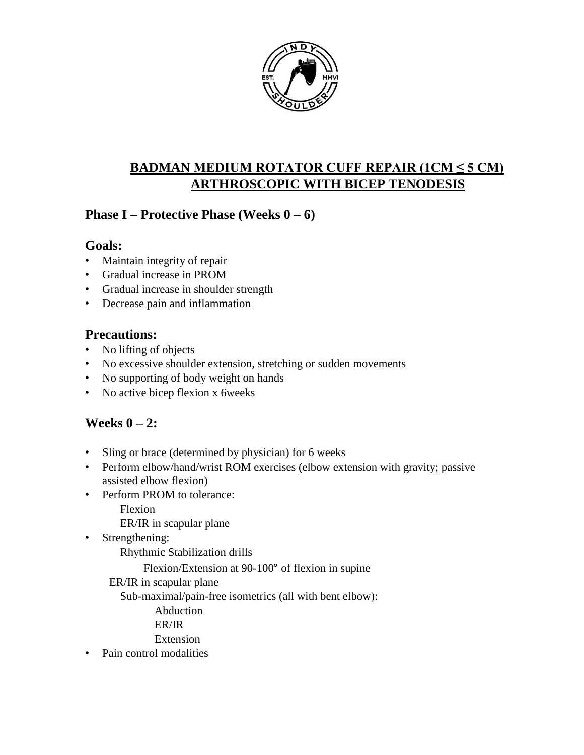# BADMAN MEDIUM ROTATOR CUFF REPAIR (1CM ≤ 5 CM) ARTHROSCOPIC WITH BICEP TENODESIS

## Phase I – Protective Phase (Weeks 0 – 6)

### Goals:

- Maintain integrity of repair
- Gradual increase in PROM
- Gradual increase in shoulder strength
- Decrease pain and inflammation

### Precautions:

- No lifting of objects
- No excessive shoulder extension, stretching or sudden movements
- No supporting of body weight on hands
- No active bicep flexion x 6weeks

## Weeks 0 – 2:

- Sling or brace (determined by physician) for 6 weeks
- Perform elbow/hand/wrist ROM exercises (elbow extension with gravity; passive assisted elbow flexion)
- Perform PROM to tolerance:
  - Flexion
  - ER/IR in scapular plane
- Strengthening:
  - Rhythmic Stabilization drills
    - Flexion/Extension at 90-100° of flexion in supine
  - ER/IR in scapular plane
  - Sub-maximal/pain-free isometrics (all with bent elbow):
    - Abduction
    - ER/IR
    - Extension
- Pain control modalities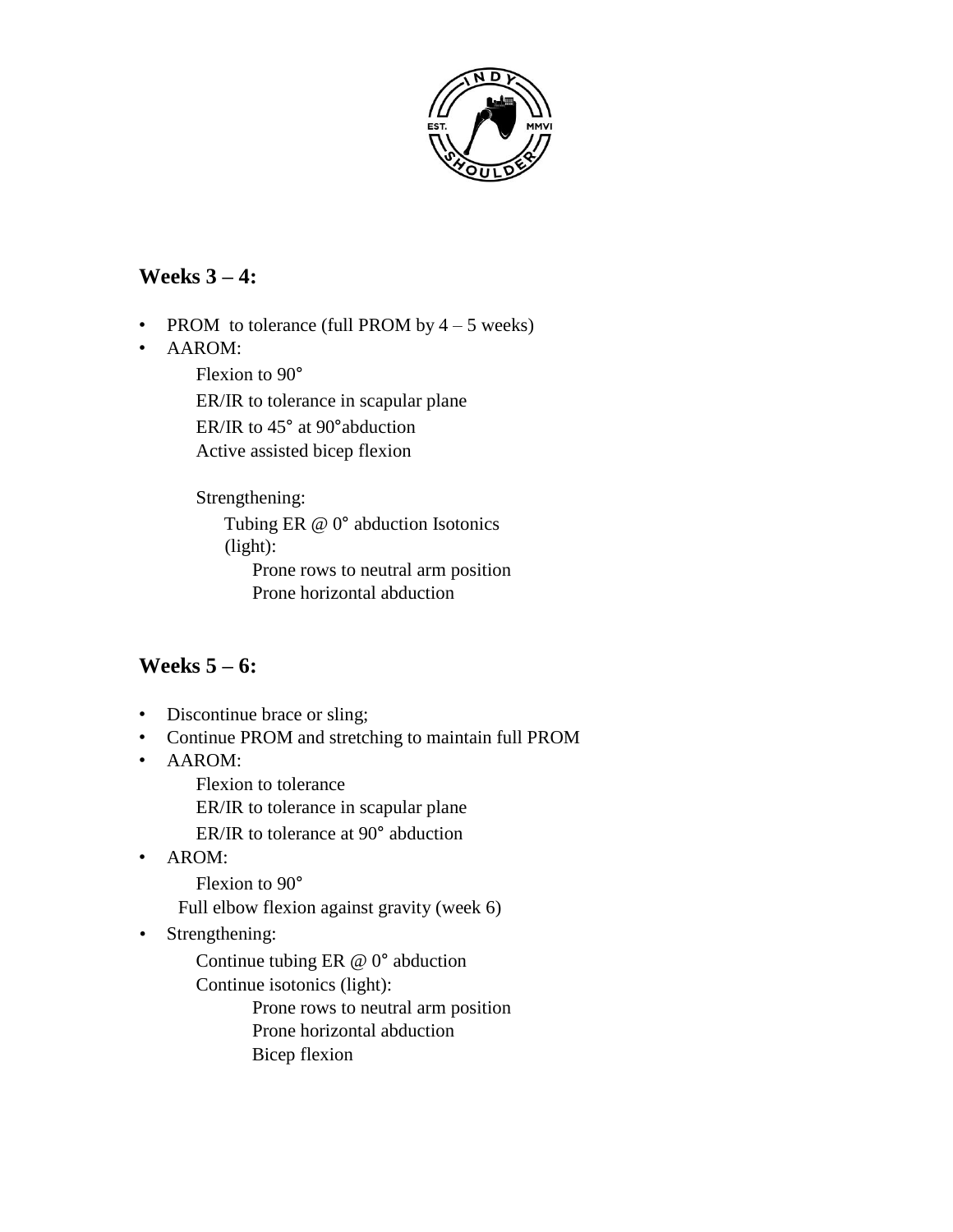## Weeks 3 – 4:

- PROM to tolerance (full PROM by 4 – 5 weeks)
- AAROM:
  - Flexion to 90°
  - ER/IR to tolerance in scapular plane
  - ER/IR to 45° at 90°abduction
  - Active assisted bicep flexion

  Strengthening:
  - Tubing ER @ 0° abduction Isotonics (light):
    - Prone rows to neutral arm position
    - Prone horizontal abduction

## Weeks 5 – 6:

- Discontinue brace or sling;
- Continue PROM and stretching to maintain full PROM
- AAROM:
  - Flexion to tolerance
  - ER/IR to tolerance in scapular plane
  - ER/IR to tolerance at 90° abduction
- AROM:
  - Flexion to 90°
  - Full elbow flexion against gravity (week 6)
- Strengthening:
  - Continue tubing ER @ 0° abduction
  - Continue isotonics (light):
    - Prone rows to neutral arm position
    - Prone horizontal abduction
    - Bicep flexion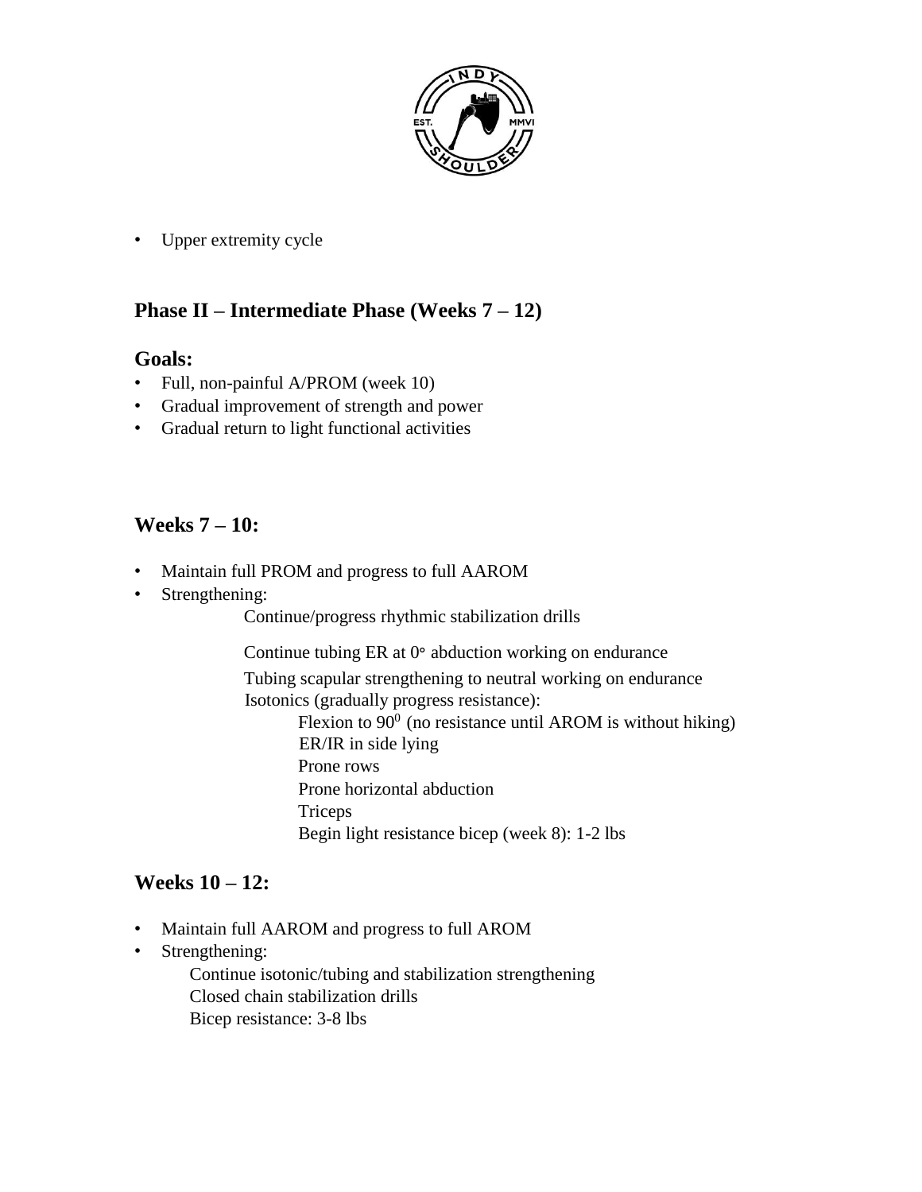- Upper extremity cycle

## Phase II – Intermediate Phase (Weeks 7 – 12)

### Goals:

- Full, non-painful A/PROM (week 10)
- Gradual improvement of strength and power
- Gradual return to light functional activities

### Weeks 7 – 10:

- Maintain full PROM and progress to full AAROM
- Strengthening:
  - Continue/progress rhythmic stabilization drills
  - Continue tubing ER at 0° abduction working on endurance
  - Tubing scapular strengthening to neutral working on endurance
  - Isotonics (gradually progress resistance):
    - Flexion to 90° (no resistance until AROM is without hiking)
    - ER/IR in side lying
    - Prone rows
    - Prone horizontal abduction
    - Triceps
    - Begin light resistance bicep (week 8): 1-2 lbs

### Weeks 10 – 12:

- Maintain full AAROM and progress to full AROM
- Strengthening:
  - Continue isotonic/tubing and stabilization strengthening
  - Closed chain stabilization drills
  - Bicep resistance: 3-8 lbs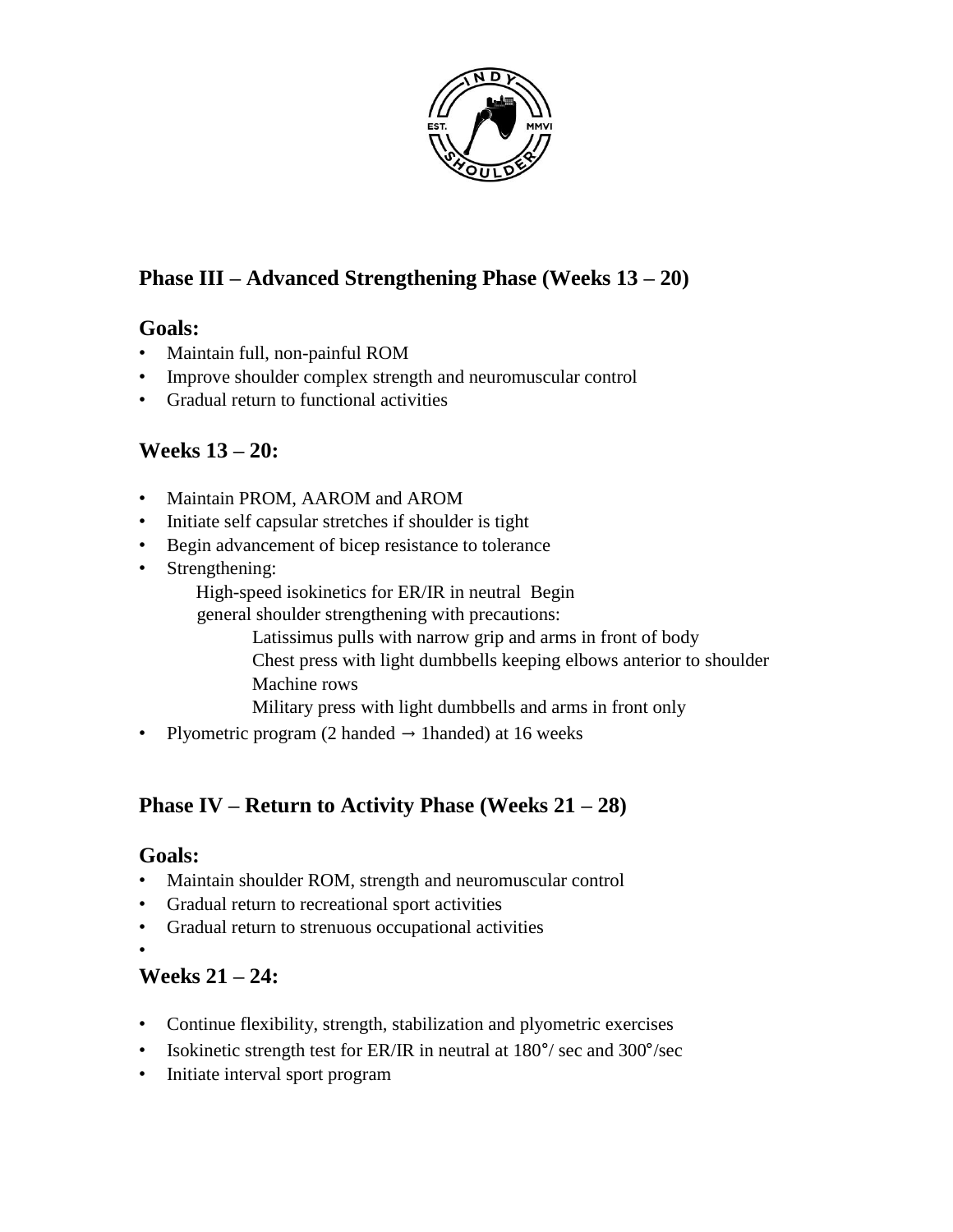## Phase III – Advanced Strengthening Phase (Weeks 13 – 20)

### Goals:

- Maintain full, non-painful ROM
- Improve shoulder complex strength and neuromuscular control
- Gradual return to functional activities

### Weeks 13 – 20:

- Maintain PROM, AAROM and AROM
- Initiate self capsular stretches if shoulder is tight
- Begin advancement of bicep resistance to tolerance
- Strengthening:
  - High-speed isokinetics for ER/IR in neutral Begin general shoulder strengthening with precautions:
    - Latissimus pulls with narrow grip and arms in front of body
    - Chest press with light dumbbells keeping elbows anterior to shoulder
    - Machine rows
    - Military press with light dumbbells and arms in front only
- Plyometric program (2 handed → 1handed) at 16 weeks

## Phase IV – Return to Activity Phase (Weeks 21 – 28)

### Goals:

- Maintain shoulder ROM, strength and neuromuscular control
- Gradual return to recreational sport activities
- Gradual return to strenuous occupational activities

### Weeks 21 – 24:

- Continue flexibility, strength, stabilization and plyometric exercises
- Isokinetic strength test for ER/IR in neutral at 180°/ sec and 300°/sec
- Initiate interval sport program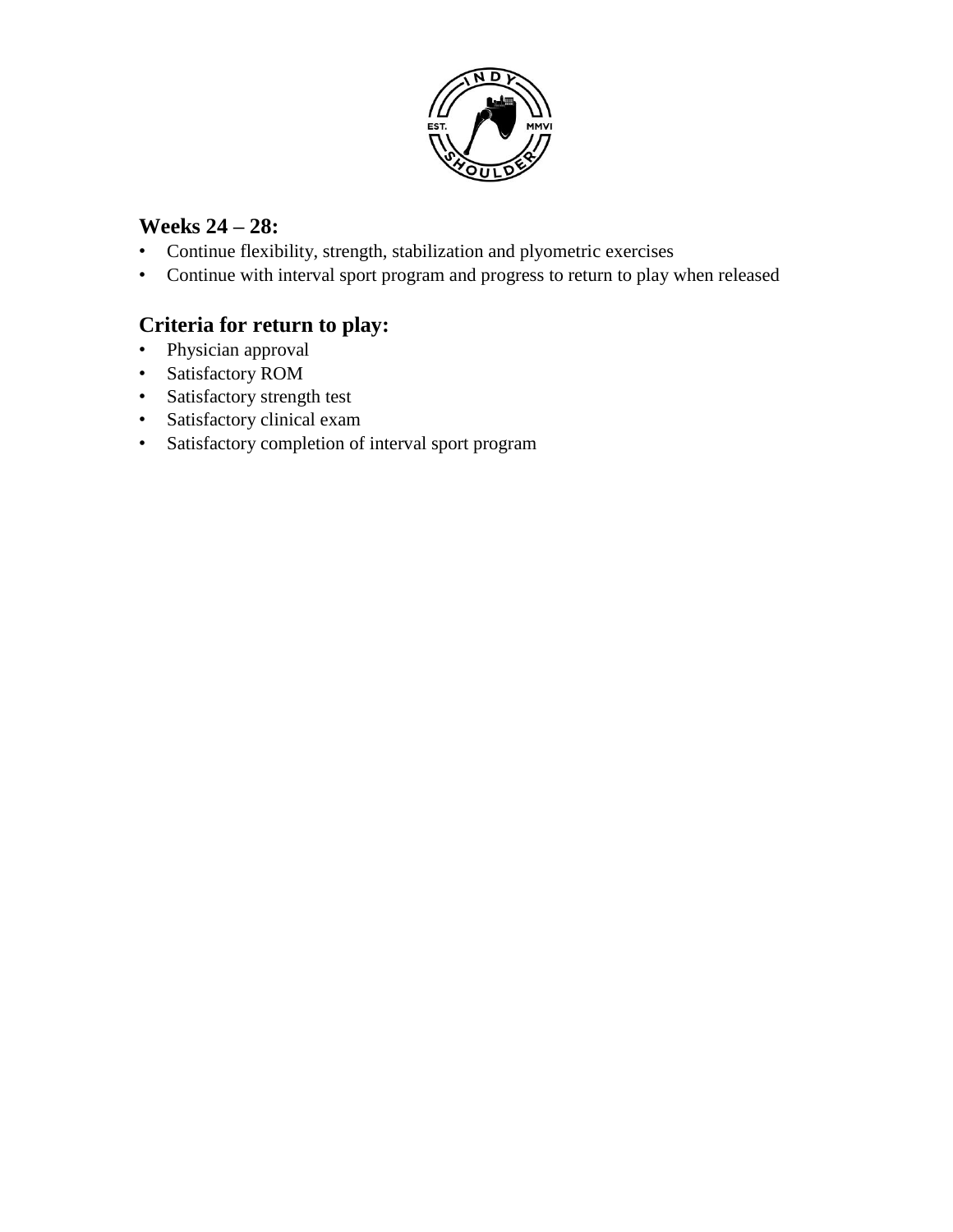## Weeks 24 – 28:

- Continue flexibility, strength, stabilization and plyometric exercises
- Continue with interval sport program and progress to return to play when released

## Criteria for return to play:

- Physician approval
- Satisfactory ROM
- Satisfactory strength test
- Satisfactory clinical exam
- Satisfactory completion of interval sport program